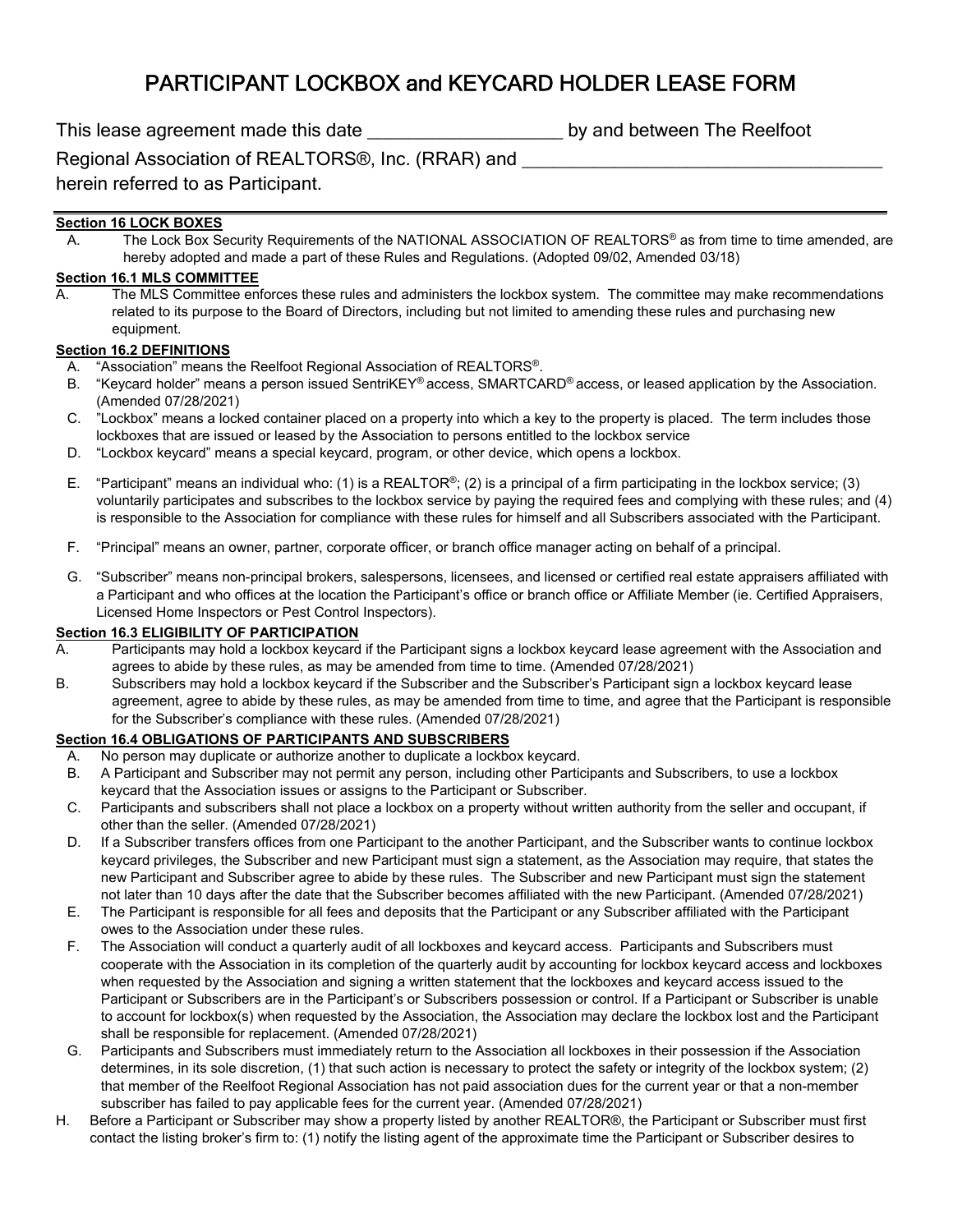# PARTICIPANT LOCKBOX and KEYCARD HOLDER LEASE FORM

This lease agreement made this date ____________________ by and between The Reelfoot Regional Association of REALTORS®, Inc. (RRAR) and ______________________________________ herein referred to as Participant.

---

**Section 16 LOCK BOXES**

A. The Lock Box Security Requirements of the NATIONAL ASSOCIATION OF REALTORS® as from time to time amended, are hereby adopted and made a part of these Rules and Regulations. (Adopted 09/02, Amended 03/18)

**Section 16.1 MLS COMMITTEE**

A. The MLS Committee enforces these rules and administers the lockbox system. The committee may make recommendations related to its purpose to the Board of Directors, including but not limited to amending these rules and purchasing new equipment.

**Section 16.2 DEFINITIONS**

A. "Association" means the Reelfoot Regional Association of REALTORS®.

B. "Keycard holder" means a person issued SentriKEY® access, SMARTCARD® access, or leased application by the Association. (Amended 07/28/2021)

C. "Lockbox" means a locked container placed on a property into which a key to the property is placed. The term includes those lockboxes that are issued or leased by the Association to persons entitled to the lockbox service

D. "Lockbox keycard" means a special keycard, program, or other device, which opens a lockbox.

E. "Participant" means an individual who: (1) is a REALTOR®; (2) is a principal of a firm participating in the lockbox service; (3) voluntarily participates and subscribes to the lockbox service by paying the required fees and complying with these rules; and (4) is responsible to the Association for compliance with these rules for himself and all Subscribers associated with the Participant.

F. "Principal" means an owner, partner, corporate officer, or branch office manager acting on behalf of a principal.

G. "Subscriber" means non-principal brokers, salespersons, licensees, and licensed or certified real estate appraisers affiliated with a Participant and who offices at the location the Participant's office or branch office or Affiliate Member (ie. Certified Appraisers, Licensed Home Inspectors or Pest Control Inspectors).

**Section 16.3 ELIGIBILITY OF PARTICIPATION**

A. Participants may hold a lockbox keycard if the Participant signs a lockbox keycard lease agreement with the Association and agrees to abide by these rules, as may be amended from time to time. (Amended 07/28/2021)

B. Subscribers may hold a lockbox keycard if the Subscriber and the Subscriber's Participant sign a lockbox keycard lease agreement, agree to abide by these rules, as may be amended from time to time, and agree that the Participant is responsible for the Subscriber's compliance with these rules. (Amended 07/28/2021)

**Section 16.4 OBLIGATIONS OF PARTICIPANTS AND SUBSCRIBERS**

A. No person may duplicate or authorize another to duplicate a lockbox keycard.

B. A Participant and Subscriber may not permit any person, including other Participants and Subscribers, to use a lockbox keycard that the Association issues or assigns to the Participant or Subscriber.

C. Participants and subscribers shall not place a lockbox on a property without written authority from the seller and occupant, if other than the seller. (Amended 07/28/2021)

D. If a Subscriber transfers offices from one Participant to the another Participant, and the Subscriber wants to continue lockbox keycard privileges, the Subscriber and new Participant must sign a statement, as the Association may require, that states the new Participant and Subscriber agree to abide by these rules. The Subscriber and new Participant must sign the statement not later than 10 days after the date that the Subscriber becomes affiliated with the new Participant. (Amended 07/28/2021)

E. The Participant is responsible for all fees and deposits that the Participant or any Subscriber affiliated with the Participant owes to the Association under these rules.

F. The Association will conduct a quarterly audit of all lockboxes and keycard access. Participants and Subscribers must cooperate with the Association in its completion of the quarterly audit by accounting for lockbox keycard access and lockboxes when requested by the Association and signing a written statement that the lockboxes and keycard access issued to the Participant or Subscribers are in the Participant's or Subscribers possession or control. If a Participant or Subscriber is unable to account for lockbox(s) when requested by the Association, the Association may declare the lockbox lost and the Participant shall be responsible for replacement. (Amended 07/28/2021)

G. Participants and Subscribers must immediately return to the Association all lockboxes in their possession if the Association determines, in its sole discretion, (1) that such action is necessary to protect the safety or integrity of the lockbox system; (2) that member of the Reelfoot Regional Association has not paid association dues for the current year or that a non-member subscriber has failed to pay applicable fees for the current year. (Amended 07/28/2021)

H. Before a Participant or Subscriber may show a property listed by another REALTOR®, the Participant or Subscriber must first contact the listing broker's firm to: (1) notify the listing agent of the approximate time the Participant or Subscriber desires to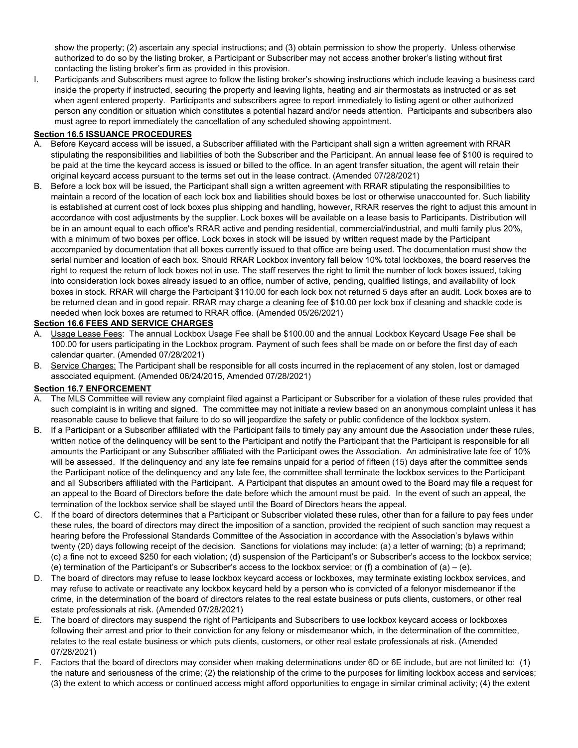show the property; (2) ascertain any special instructions; and (3) obtain permission to show the property. Unless otherwise authorized to do so by the listing broker, a Participant or Subscriber may not access another broker's listing without first contacting the listing broker's firm as provided in this provision.

I. Participants and Subscribers must agree to follow the listing broker's showing instructions which include leaving a business card inside the property if instructed, securing the property and leaving lights, heating and air thermostats as instructed or as set when agent entered property. Participants and subscribers agree to report immediately to listing agent or other authorized person any condition or situation which constitutes a potential hazard and/or needs attention. Participants and subscribers also must agree to report immediately the cancellation of any scheduled showing appointment.

**Section 16.5 ISSUANCE PROCEDURES**

A. Before Keycard access will be issued, a Subscriber affiliated with the Participant shall sign a written agreement with RRAR stipulating the responsibilities and liabilities of both the Subscriber and the Participant. An annual lease fee of $100 is required to be paid at the time the keycard access is issued or billed to the office. In an agent transfer situation, the agent will retain their original keycard access pursuant to the terms set out in the lease contract. (Amended 07/28/2021)

B. Before a lock box will be issued, the Participant shall sign a written agreement with RRAR stipulating the responsibilities to maintain a record of the location of each lock box and liabilities should boxes be lost or otherwise unaccounted for. Such liability is established at current cost of lock boxes plus shipping and handling, however, RRAR reserves the right to adjust this amount in accordance with cost adjustments by the supplier. Lock boxes will be available on a lease basis to Participants. Distribution will be in an amount equal to each office's RRAR active and pending residential, commercial/industrial, and multi family plus 20%, with a minimum of two boxes per office. Lock boxes in stock will be issued by written request made by the Participant accompanied by documentation that all boxes currently issued to that office are being used. The documentation must show the serial number and location of each box. Should RRAR Lockbox inventory fall below 10% total lockboxes, the board reserves the right to request the return of lock boxes not in use. The staff reserves the right to limit the number of lock boxes issued, taking into consideration lock boxes already issued to an office, number of active, pending, qualified listings, and availability of lock boxes in stock. RRAR will charge the Participant $110.00 for each lock box not returned 5 days after an audit. Lock boxes are to be returned clean and in good repair. RRAR may charge a cleaning fee of $10.00 per lock box if cleaning and shackle code is needed when lock boxes are returned to RRAR office. (Amended 05/26/2021)

**Section 16.6 FEES AND SERVICE CHARGES**

A. Usage Lease Fees: The annual Lockbox Usage Fee shall be $100.00 and the annual Lockbox Keycard Usage Fee shall be 100.00 for users participating in the Lockbox program. Payment of such fees shall be made on or before the first day of each calendar quarter. (Amended 07/28/2021)

B. Service Charges: The Participant shall be responsible for all costs incurred in the replacement of any stolen, lost or damaged associated equipment. (Amended 06/24/2015, Amended 07/28/2021)

**Section 16.7 ENFORCEMENT**

A. The MLS Committee will review any complaint filed against a Participant or Subscriber for a violation of these rules provided that such complaint is in writing and signed. The committee may not initiate a review based on an anonymous complaint unless it has reasonable cause to believe that failure to do so will jeopardize the safety or public confidence of the lockbox system.

B. If a Participant or a Subscriber affiliated with the Participant fails to timely pay any amount due the Association under these rules, written notice of the delinquency will be sent to the Participant and notify the Participant that the Participant is responsible for all amounts the Participant or any Subscriber affiliated with the Participant owes the Association. An administrative late fee of 10% will be assessed. If the delinquency and any late fee remains unpaid for a period of fifteen (15) days after the committee sends the Participant notice of the delinquency and any late fee, the committee shall terminate the lockbox services to the Participant and all Subscribers affiliated with the Participant. A Participant that disputes an amount owed to the Board may file a request for an appeal to the Board of Directors before the date before which the amount must be paid. In the event of such an appeal, the termination of the lockbox service shall be stayed until the Board of Directors hears the appeal.

C. If the board of directors determines that a Participant or Subscriber violated these rules, other than for a failure to pay fees under these rules, the board of directors may direct the imposition of a sanction, provided the recipient of such sanction may request a hearing before the Professional Standards Committee of the Association in accordance with the Association's bylaws within twenty (20) days following receipt of the decision. Sanctions for violations may include: (a) a letter of warning; (b) a reprimand; (c) a fine not to exceed $250 for each violation; (d) suspension of the Participant's or Subscriber's access to the lockbox service; (e) termination of the Participant's or Subscriber's access to the lockbox service; or (f) a combination of (a) – (e).

D. The board of directors may refuse to lease lockbox keycard access or lockboxes, may terminate existing lockbox services, and may refuse to activate or reactivate any lockbox keycard held by a person who is convicted of a felonyor misdemeanor if the crime, in the determination of the board of directors relates to the real estate business or puts clients, customers, or other real estate professionals at risk. (Amended 07/28/2021)

E. The board of directors may suspend the right of Participants and Subscribers to use lockbox keycard access or lockboxes following their arrest and prior to their conviction for any felony or misdemeanor which, in the determination of the committee, relates to the real estate business or which puts clients, customers, or other real estate professionals at risk. (Amended 07/28/2021)

F. Factors that the board of directors may consider when making determinations under 6D or 6E include, but are not limited to: (1) the nature and seriousness of the crime; (2) the relationship of the crime to the purposes for limiting lockbox access and services; (3) the extent to which access or continued access might afford opportunities to engage in similar criminal activity; (4) the extent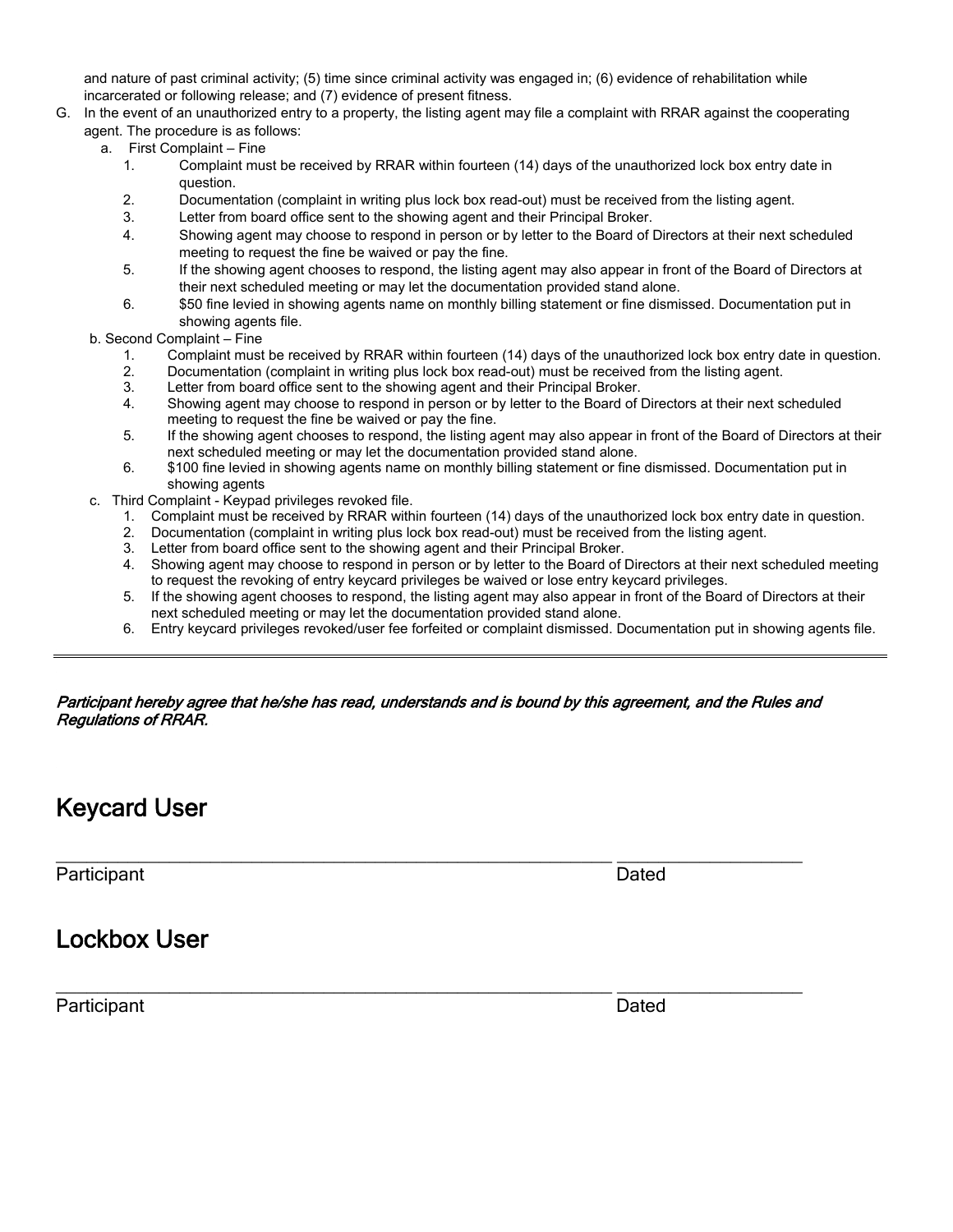and nature of past criminal activity; (5) time since criminal activity was engaged in; (6) evidence of rehabilitation while incarcerated or following release; and (7) evidence of present fitness.

G. In the event of an unauthorized entry to a property, the listing agent may file a complaint with RRAR against the cooperating agent. The procedure is as follows:

   a. First Complaint – Fine
      1. Complaint must be received by RRAR within fourteen (14) days of the unauthorized lock box entry date in question.
      2. Documentation (complaint in writing plus lock box read-out) must be received from the listing agent.
      3. Letter from board office sent to the showing agent and their Principal Broker.
      4. Showing agent may choose to respond in person or by letter to the Board of Directors at their next scheduled meeting to request the fine be waived or pay the fine.
      5. If the showing agent chooses to respond, the listing agent may also appear in front of the Board of Directors at their next scheduled meeting or may let the documentation provided stand alone.
      6. $50 fine levied in showing agents name on monthly billing statement or fine dismissed. Documentation put in showing agents file.

   b. Second Complaint – Fine
      1. Complaint must be received by RRAR within fourteen (14) days of the unauthorized lock box entry date in question.
      2. Documentation (complaint in writing plus lock box read-out) must be received from the listing agent.
      3. Letter from board office sent to the showing agent and their Principal Broker.
      4. Showing agent may choose to respond in person or by letter to the Board of Directors at their next scheduled meeting to request the fine be waived or pay the fine.
      5. If the showing agent chooses to respond, the listing agent may also appear in front of the Board of Directors at their next scheduled meeting or may let the documentation provided stand alone.
      6. $100 fine levied in showing agents name on monthly billing statement or fine dismissed. Documentation put in showing agents

   c. Third Complaint - Keypad privileges revoked file.
      1. Complaint must be received by RRAR within fourteen (14) days of the unauthorized lock box entry date in question.
      2. Documentation (complaint in writing plus lock box read-out) must be received from the listing agent.
      3. Letter from board office sent to the showing agent and their Principal Broker.
      4. Showing agent may choose to respond in person or by letter to the Board of Directors at their next scheduled meeting to request the revoking of entry keycard privileges be waived or lose entry keycard privileges.
      5. If the showing agent chooses to respond, the listing agent may also appear in front of the Board of Directors at their next scheduled meeting or may let the documentation provided stand alone.
      6. Entry keycard privileges revoked/user fee forfeited or complaint dismissed. Documentation put in showing agents file.

---

***Participant hereby agree that he/she has read, understands and is bound by this agreement, and the Rules and Regulations of RRAR.***

## Keycard User

\_\_\_\_\_\_\_\_\_\_\_\_\_\_\_\_\_\_\_\_\_\_\_\_\_\_\_\_\_\_\_\_\_\_\_\_\_\_\_\_\_\_\_\_ \_\_\_\_\_\_\_\_\_\_\_\_\_\_\_\_\_\_\_\_

Participant Dated

## Lockbox User

\_\_\_\_\_\_\_\_\_\_\_\_\_\_\_\_\_\_\_\_\_\_\_\_\_\_\_\_\_\_\_\_\_\_\_\_\_\_\_\_\_\_\_\_ \_\_\_\_\_\_\_\_\_\_\_\_\_\_\_\_\_\_\_\_

Participant Dated